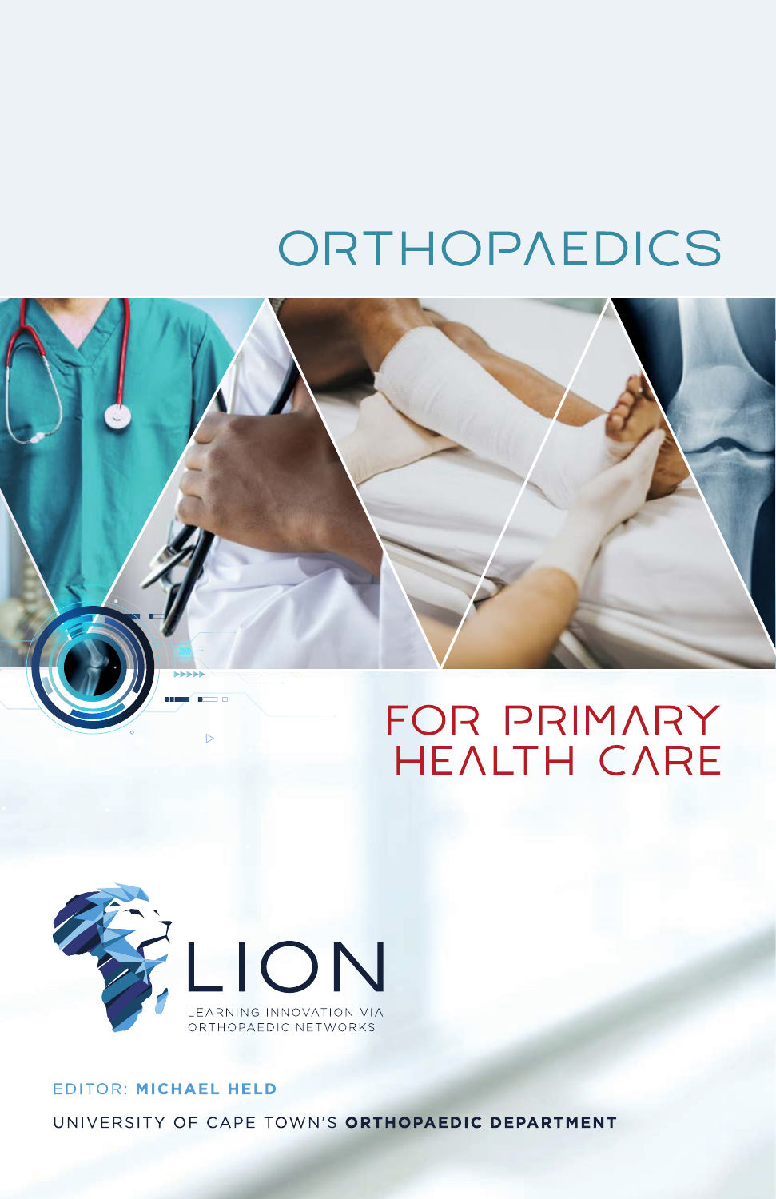# ORTHOPAEDICS

# FOR PRIMARY HEALTH CARE

LION

LEARNING INNOVATION VIA ORTHOPAEDIC NETWORKS

EDITOR: **MICHAEL HELD**

UNIVERSITY OF CAPE TOWN'S **ORTHOPAEDIC DEPARTMENT**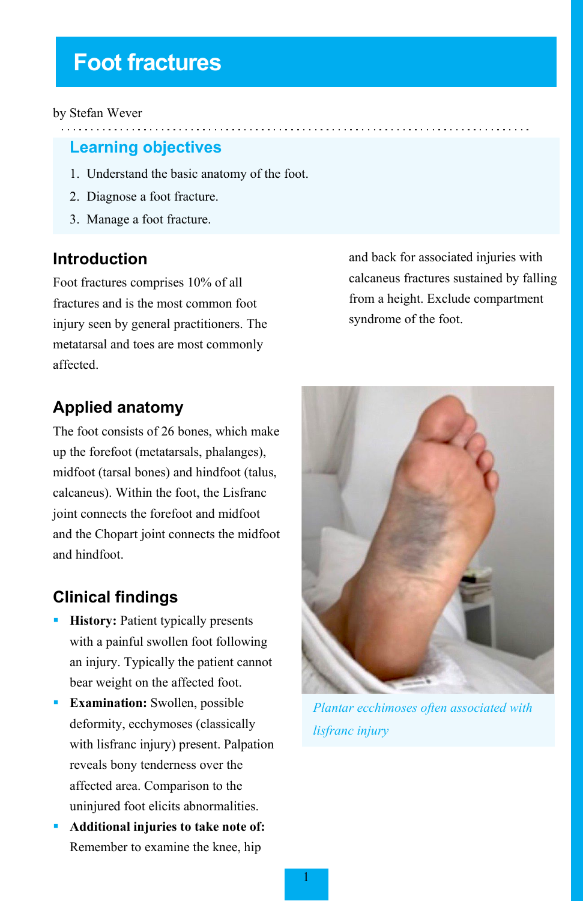# Foot fractures

by Stefan Wever

## Learning objectives

1. Understand the basic anatomy of the foot.
2. Diagnose a foot fracture.
3. Manage a foot fracture.

## Introduction

Foot fractures comprises 10% of all fractures and is the most common foot injury seen by general practitioners. The metatarsal and toes are most commonly affected.

## Applied anatomy

The foot consists of 26 bones, which make up the forefoot (metatarsals, phalanges), midfoot (tarsal bones) and hindfoot (talus, calcaneus). Within the foot, the Lisfranc joint connects the forefoot and midfoot and the Chopart joint connects the midfoot and hindfoot.

## Clinical findings

- **History:** Patient typically presents with a painful swollen foot following an injury. Typically the patient cannot bear weight on the affected foot.
- **Examination:** Swollen, possible deformity, ecchymoses (classically with lisfranc injury) present. Palpation reveals bony tenderness over the affected area. Comparison to the uninjured foot elicits abnormalities.
- **Additional injuries to take note of:** Remember to examine the knee, hip and back for associated injuries with calcaneus fractures sustained by falling from a height. Exclude compartment syndrome of the foot.

*Plantar ecchimoses often associated with lisfranc injury*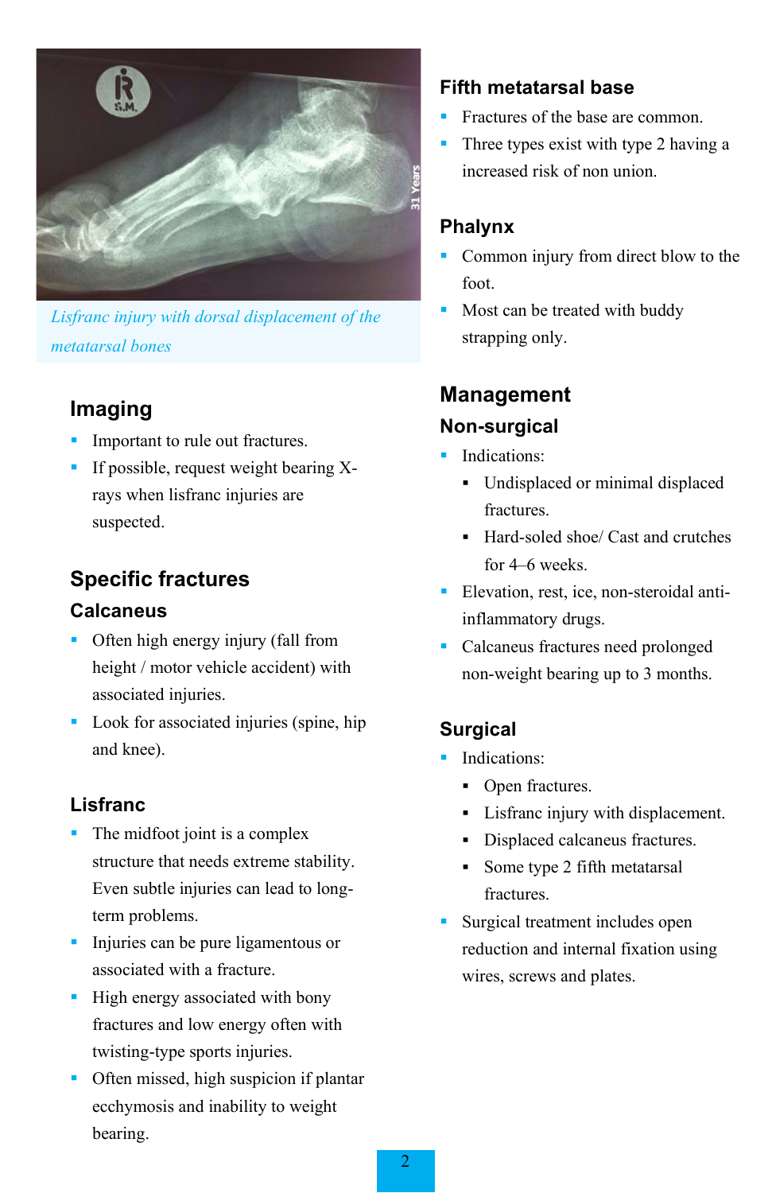*Lisfranc injury with dorsal displacement of the metatarsal bones*

## Imaging

- Important to rule out fractures.
- If possible, request weight bearing X-rays when lisfranc injuries are suspected.

## Specific fractures

### Calcaneus

- Often high energy injury (fall from height / motor vehicle accident) with associated injuries.
- Look for associated injuries (spine, hip and knee).

### Lisfranc

- The midfoot joint is a complex structure that needs extreme stability. Even subtle injuries can lead to long-term problems.
- Injuries can be pure ligamentous or associated with a fracture.
- High energy associated with bony fractures and low energy often with twisting-type sports injuries.
- Often missed, high suspicion if plantar ecchymosis and inability to weight bearing.

### Fifth metatarsal base

- Fractures of the base are common.
- Three types exist with type 2 having a increased risk of non union.

### Phalynx

- Common injury from direct blow to the foot.
- Most can be treated with buddy strapping only.

## Management

### Non-surgical

- Indications:
  - Undisplaced or minimal displaced fractures.
  - Hard-soled shoe/ Cast and crutches for 4–6 weeks.
- Elevation, rest, ice, non-steroidal anti-inflammatory drugs.
- Calcaneus fractures need prolonged non-weight bearing up to 3 months.

### Surgical

- Indications:
  - Open fractures.
  - Lisfranc injury with displacement.
  - Displaced calcaneus fractures.
  - Some type 2 fifth metatarsal fractures.
- Surgical treatment includes open reduction and internal fixation using wires, screws and plates.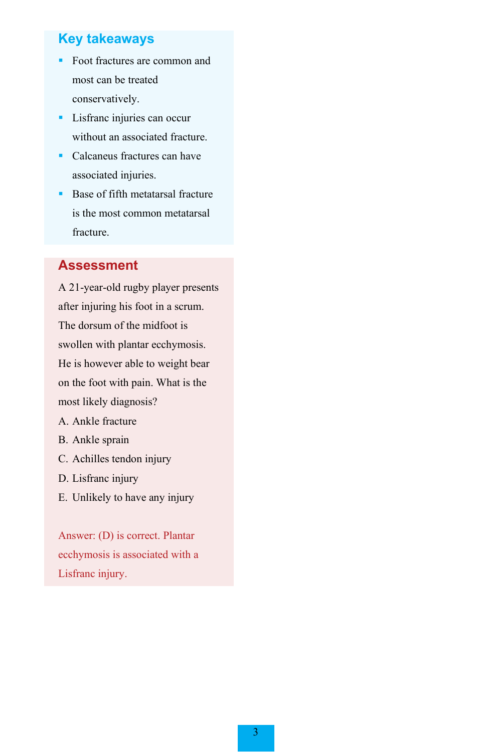## Key takeaways

- Foot fractures are common and most can be treated conservatively.
- Lisfranc injuries can occur without an associated fracture.
- Calcaneus fractures can have associated injuries.
- Base of fifth metatarsal fracture is the most common metatarsal fracture.

## Assessment

A 21-year-old rugby player presents after injuring his foot in a scrum. The dorsum of the midfoot is swollen with plantar ecchymosis. He is however able to weight bear on the foot with pain. What is the most likely diagnosis?

A. Ankle fracture
B. Ankle sprain
C. Achilles tendon injury
D. Lisfranc injury
E. Unlikely to have any injury

Answer: (D) is correct. Plantar ecchymosis is associated with a Lisfranc injury.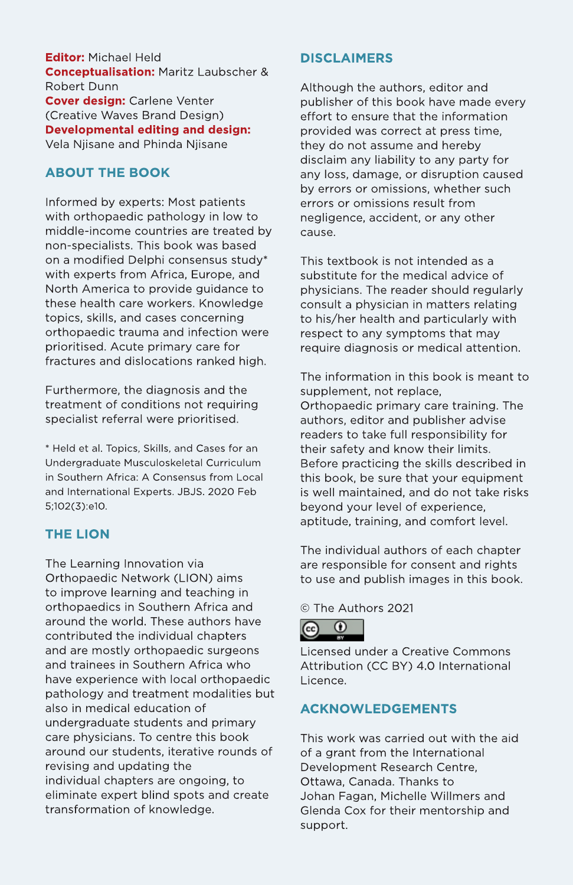**Editor:** Michael Held
**Conceptualisation:** Maritz Laubscher & Robert Dunn
**Cover design:** Carlene Venter (Creative Waves Brand Design)
**Developmental editing and design:** Vela Njisane and Phinda Njisane

## ABOUT THE BOOK

Informed by experts: Most patients with orthopaedic pathology in low to middle-income countries are treated by non-specialists. This book was based on a modified Delphi consensus study* with experts from Africa, Europe, and North America to provide guidance to these health care workers. Knowledge topics, skills, and cases concerning orthopaedic trauma and infection were prioritised. Acute primary care for fractures and dislocations ranked high.

Furthermore, the diagnosis and the treatment of conditions not requiring specialist referral were prioritised.

* Held et al. Topics, Skills, and Cases for an Undergraduate Musculoskeletal Curriculum in Southern Africa: A Consensus from Local and International Experts. JBJS. 2020 Feb 5;102(3):e10.

## THE LION

The Learning Innovation via Orthopaedic Network (LION) aims to improve learning and teaching in orthopaedics in Southern Africa and around the world. These authors have contributed the individual chapters and are mostly orthopaedic surgeons and trainees in Southern Africa who have experience with local orthopaedic pathology and treatment modalities but also in medical education of undergraduate students and primary care physicians. To centre this book around our students, iterative rounds of revising and updating the individual chapters are ongoing, to eliminate expert blind spots and create transformation of knowledge.

## DISCLAIMERS

Although the authors, editor and publisher of this book have made every effort to ensure that the information provided was correct at press time, they do not assume and hereby disclaim any liability to any party for any loss, damage, or disruption caused by errors or omissions, whether such errors or omissions result from negligence, accident, or any other cause.

This textbook is not intended as a substitute for the medical advice of physicians. The reader should regularly consult a physician in matters relating to his/her health and particularly with respect to any symptoms that may require diagnosis or medical attention.

The information in this book is meant to supplement, not replace, Orthopaedic primary care training. The authors, editor and publisher advise readers to take full responsibility for their safety and know their limits. Before practicing the skills described in this book, be sure that your equipment is well maintained, and do not take risks beyond your level of experience, aptitude, training, and comfort level.

The individual authors of each chapter are responsible for consent and rights to use and publish images in this book.

© The Authors 2021

Licensed under a Creative Commons Attribution (CC BY) 4.0 International Licence.

## ACKNOWLEDGEMENTS

This work was carried out with the aid of a grant from the International Development Research Centre, Ottawa, Canada. Thanks to Johan Fagan, Michelle Willmers and Glenda Cox for their mentorship and support.